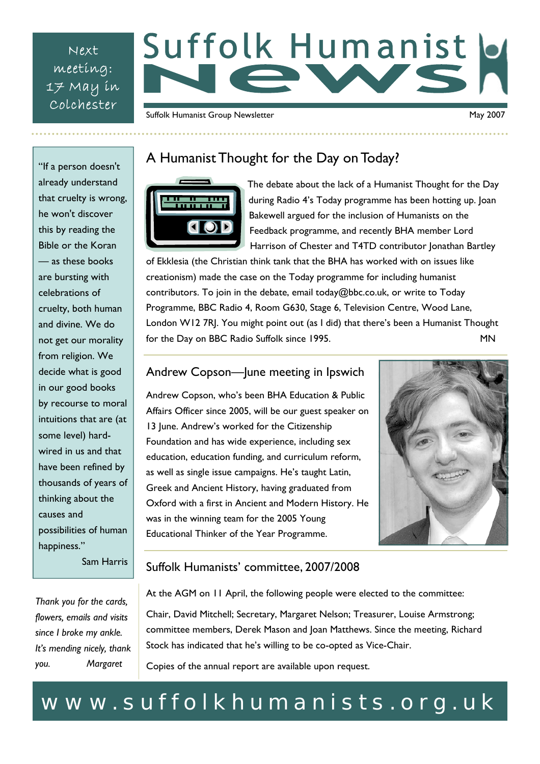Next meeting: 17 May in Colchester

# Suffolk Humanist News

Suffolk Humanist Group Newsletter

May 2007

"If a person doesn't already understand that cruelty is wrong, he won't discover this by reading the Bible or the Koran — as these books are bursting with celebrations of cruelty, both human and divine. We do not get our morality from religion. We decide what is good in our good books by recourse to moral intuitions that are (at some level) hard-wired in us and that have been refined by thousands of years of thinking about the causes and possibilities of human happiness."

Sam Harris

*Thank you for the cards, flowers, emails and visits since I broke my ankle. It's mending nicely, thank you.* *Margaret*

## A Humanist Thought for the Day on Today?

The debate about the lack of a Humanist Thought for the Day during Radio 4's Today programme has been hotting up. Joan Bakewell argued for the inclusion of Humanists on the Feedback programme, and recently BHA member Lord Harrison of Chester and T4TD contributor Jonathan Bartley of Ekklesia (the Christian think tank that the BHA has worked with on issues like creationism) made the case on the Today programme for including humanist contributors. To join in the debate, email today@bbc.co.uk, or write to Today Programme, BBC Radio 4, Room G630, Stage 6, Television Centre, Wood Lane, London W12 7RJ. You might point out (as I did) that there's been a Humanist Thought for the Day on BBC Radio Suffolk since 1995. MN

## Andrew Copson—June meeting in Ipswich

Andrew Copson, who's been BHA Education & Public Affairs Officer since 2005, will be our guest speaker on 13 June. Andrew's worked for the Citizenship Foundation and has wide experience, including sex education, education funding, and curriculum reform, as well as single issue campaigns. He's taught Latin, Greek and Ancient History, having graduated from Oxford with a first in Ancient and Modern History. He was in the winning team for the 2005 Young Educational Thinker of the Year Programme.

## Suffolk Humanists' committee, 2007/2008

At the AGM on 11 April, the following people were elected to the committee:

Chair, David Mitchell; Secretary, Margaret Nelson; Treasurer, Louise Armstrong; committee members, Derek Mason and Joan Matthews. Since the meeting, Richard Stock has indicated that he's willing to be co-opted as Vice-Chair.

Copies of the annual report are available upon request.

www.suffolkhumanists.org.uk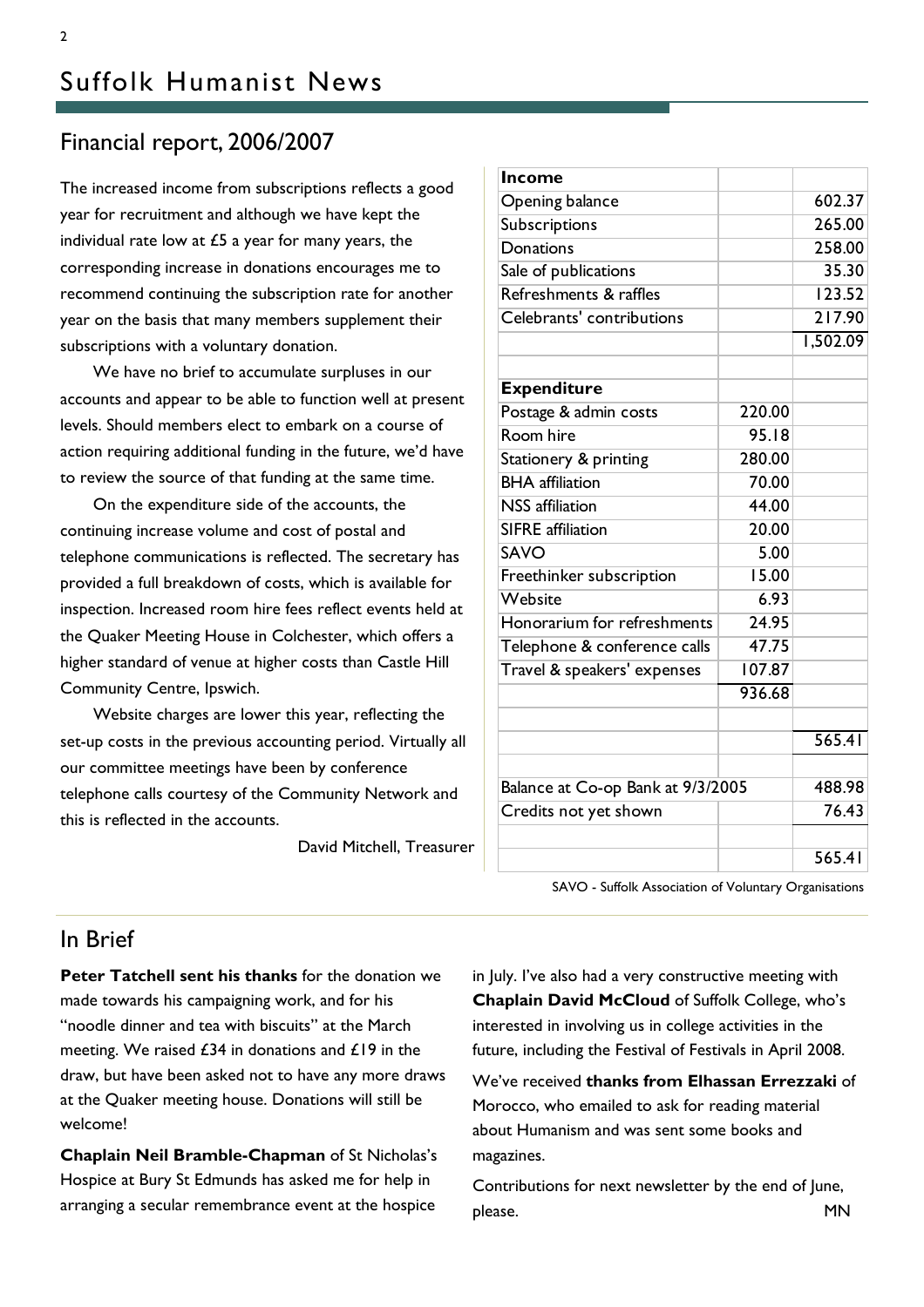# Suffolk Humanist News

## Financial report, 2006/2007

The increased income from subscriptions reflects a good year for recruitment and although we have kept the individual rate low at £5 a year for many years, the corresponding increase in donations encourages me to recommend continuing the subscription rate for another year on the basis that many members supplement their subscriptions with a voluntary donation.

We have no brief to accumulate surpluses in our accounts and appear to be able to function well at present levels. Should members elect to embark on a course of action requiring additional funding in the future, we'd have to review the source of that funding at the same time.

On the expenditure side of the accounts, the continuing increase volume and cost of postal and telephone communications is reflected. The secretary has provided a full breakdown of costs, which is available for inspection. Increased room hire fees reflect events held at the Quaker Meeting House in Colchester, which offers a higher standard of venue at higher costs than Castle Hill Community Centre, Ipswich.

Website charges are lower this year, reflecting the set-up costs in the previous accounting period. Virtually all our committee meetings have been by conference telephone calls courtesy of the Community Network and this is reflected in the accounts.

David Mitchell, Treasurer

| **Income** | | |
|---|---|---|
| Opening balance | | 602.37 |
| Subscriptions | | 265.00 |
| Donations | | 258.00 |
| Sale of publications | | 35.30 |
| Refreshments & raffles | | 123.52 |
| Celebrants' contributions | | 217.90 |
| | | 1,502.09 |
| | | |
| **Expenditure** | | |
| Postage & admin costs | 220.00 | |
| Room hire | 95.18 | |
| Stationery & printing | 280.00 | |
| BHA affiliation | 70.00 | |
| NSS affiliation | 44.00 | |
| SIFRE affiliation | 20.00 | |
| SAVO | 5.00 | |
| Freethinker subscription | 15.00 | |
| Website | 6.93 | |
| Honorarium for refreshments | 24.95 | |
| Telephone & conference calls | 47.75 | |
| Travel & speakers' expenses | 107.87 | |
| | 936.68 | |
| | | |
| | | 565.41 |
| | | |
| Balance at Co-op Bank at 9/3/2005 | | 488.98 |
| Credits not yet shown | | 76.43 |
| | | |
| | | 565.41 |

SAVO - Suffolk Association of Voluntary Organisations

## In Brief

**Peter Tatchell sent his thanks** for the donation we made towards his campaigning work, and for his "noodle dinner and tea with biscuits" at the March meeting. We raised £34 in donations and £19 in the draw, but have been asked not to have any more draws at the Quaker meeting house. Donations will still be welcome!

**Chaplain Neil Bramble-Chapman** of St Nicholas's Hospice at Bury St Edmunds has asked me for help in arranging a secular remembrance event at the hospice in July. I've also had a very constructive meeting with **Chaplain David McCloud** of Suffolk College, who's interested in involving us in college activities in the future, including the Festival of Festivals in April 2008.

We've received **thanks from Elhassan Errezzaki** of Morocco, who emailed to ask for reading material about Humanism and was sent some books and magazines.

Contributions for next newsletter by the end of June, please. MN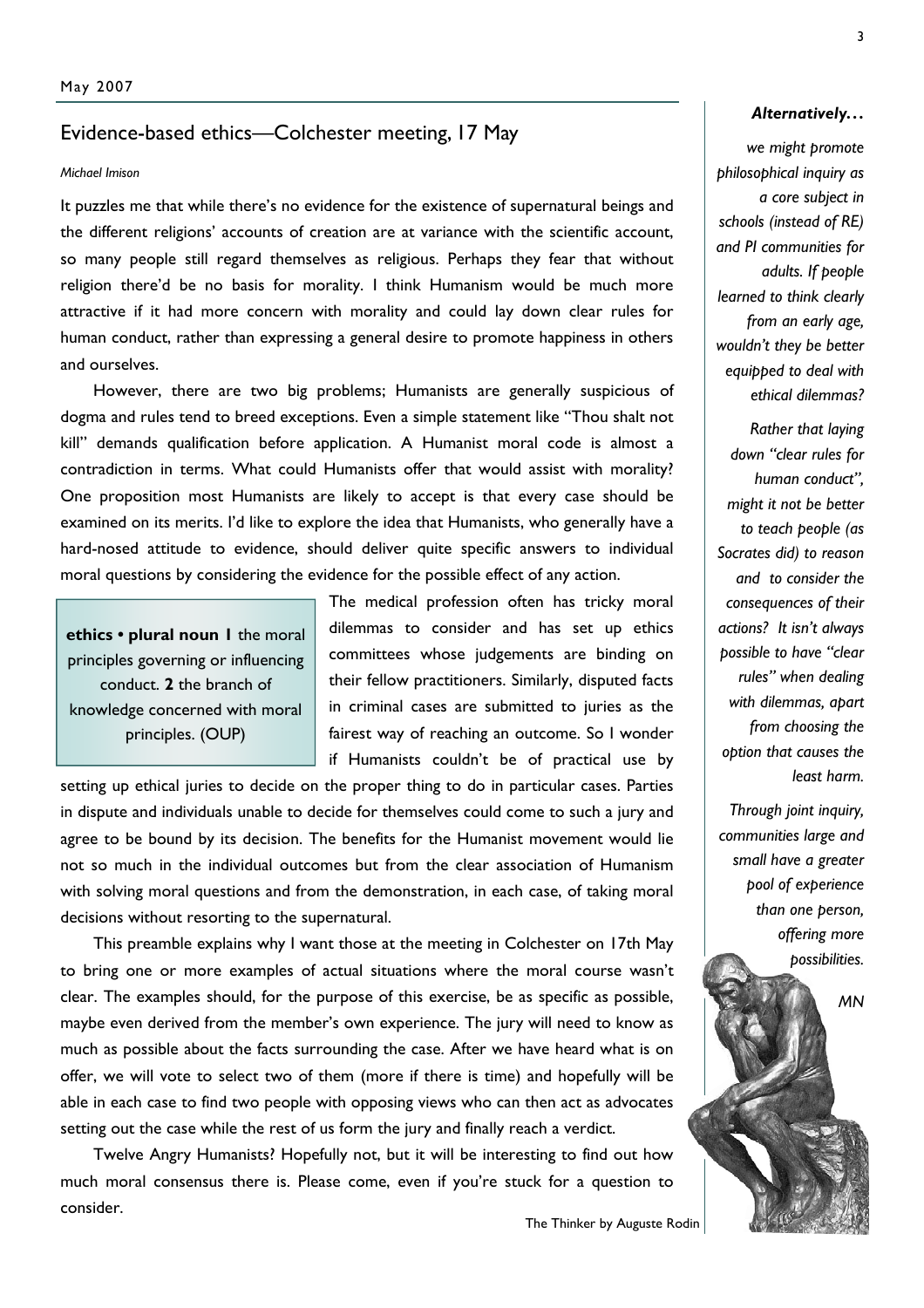## Evidence-based ethics—Colchester meeting, 17 May

*Michael Imison*

It puzzles me that while there's no evidence for the existence of supernatural beings and the different religions' accounts of creation are at variance with the scientific account, so many people still regard themselves as religious. Perhaps they fear that without religion there'd be no basis for morality. I think Humanism would be much more attractive if it had more concern with morality and could lay down clear rules for human conduct, rather than expressing a general desire to promote happiness in others and ourselves.

However, there are two big problems; Humanists are generally suspicious of dogma and rules tend to breed exceptions. Even a simple statement like "Thou shalt not kill" demands qualification before application. A Humanist moral code is almost a contradiction in terms. What could Humanists offer that would assist with morality? One proposition most Humanists are likely to accept is that every case should be examined on its merits. I'd like to explore the idea that Humanists, who generally have a hard-nosed attitude to evidence, should deliver quite specific answers to individual moral questions by considering the evidence for the possible effect of any action.

> **ethics • plural noun 1** the moral principles governing or influencing conduct. **2** the branch of knowledge concerned with moral principles. (OUP)

The medical profession often has tricky moral dilemmas to consider and has set up ethics committees whose judgements are binding on their fellow practitioners. Similarly, disputed facts in criminal cases are submitted to juries as the fairest way of reaching an outcome. So I wonder if Humanists couldn't be of practical use by setting up ethical juries to decide on the proper thing to do in particular cases. Parties in dispute and individuals unable to decide for themselves could come to such a jury and agree to be bound by its decision. The benefits for the Humanist movement would lie not so much in the individual outcomes but from the clear association of Humanism with solving moral questions and from the demonstration, in each case, of taking moral decisions without resorting to the supernatural.

This preamble explains why I want those at the meeting in Colchester on 17th May to bring one or more examples of actual situations where the moral course wasn't clear. The examples should, for the purpose of this exercise, be as specific as possible, maybe even derived from the member's own experience. The jury will need to know as much as possible about the facts surrounding the case. After we have heard what is on offer, we will vote to select two of them (more if there is time) and hopefully will be able in each case to find two people with opposing views who can then act as advocates setting out the case while the rest of us form the jury and finally reach a verdict.

Twelve Angry Humanists? Hopefully not, but it will be interesting to find out how much moral consensus there is. Please come, even if you're stuck for a question to consider.

***Alternatively…***

*we might promote philosophical inquiry as a core subject in schools (instead of RE) and PI communities for adults. If people learned to think clearly from an early age, wouldn't they be better equipped to deal with ethical dilemmas?*

*Rather that laying down "clear rules for human conduct", might it not be better to teach people (as Socrates did) to reason and to consider the consequences of their actions? It isn't always possible to have "clear rules" when dealing with dilemmas, apart from choosing the option that causes the least harm.*

*Through joint inquiry, communities large and small have a greater pool of experience than one person, offering more possibilities.*

*MN*

The Thinker by Auguste Rodin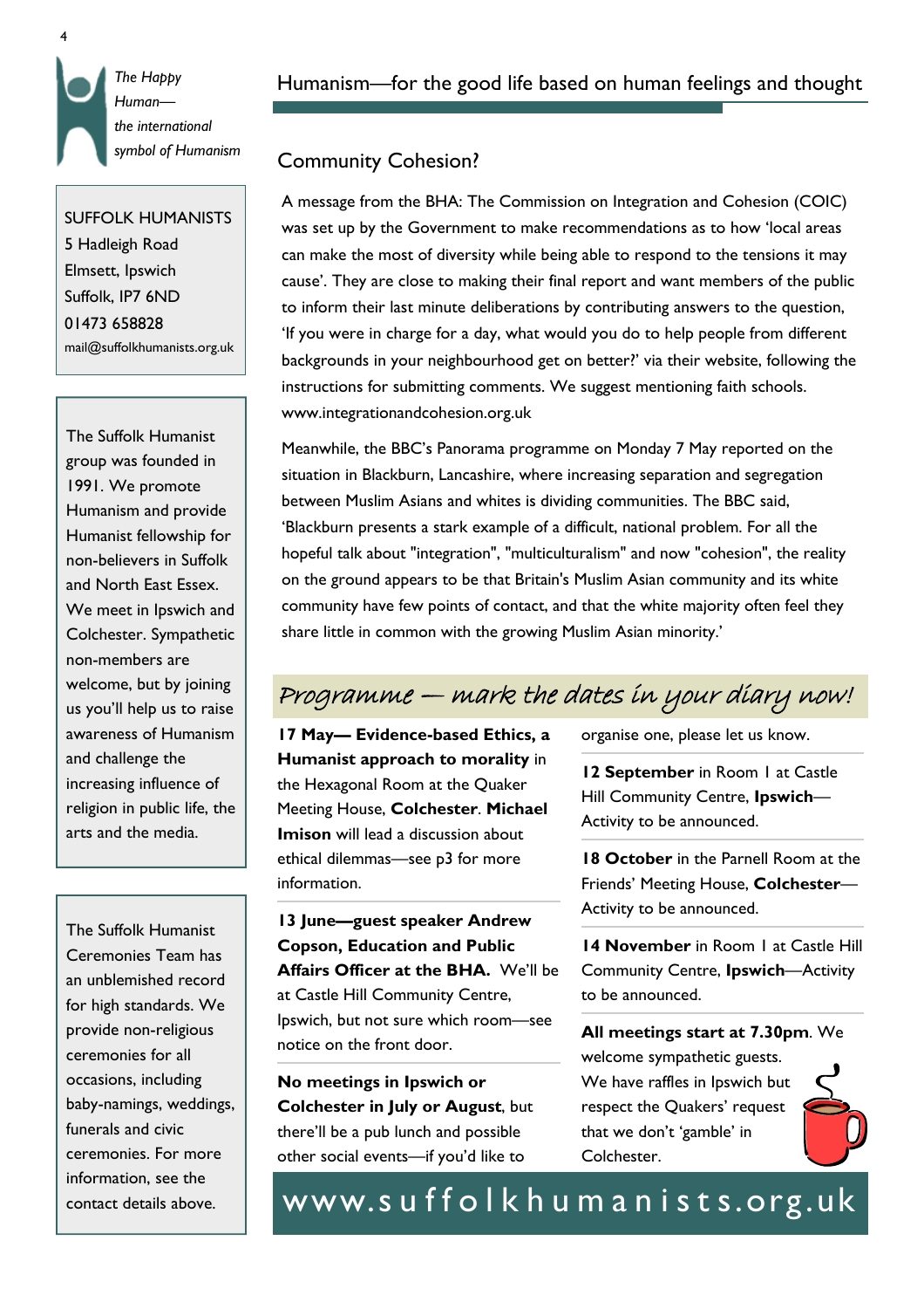*The Happy Human— the international symbol of Humanism*

SUFFOLK HUMANISTS
5 Hadleigh Road
Elmsett, Ipswich
Suffolk, IP7 6ND
01473 658828
mail@suffolkhumanists.org.uk

The Suffolk Humanist group was founded in 1991. We promote Humanism and provide Humanist fellowship for non-believers in Suffolk and North East Essex. We meet in Ipswich and Colchester. Sympathetic non-members are welcome, but by joining us you'll help us to raise awareness of Humanism and challenge the increasing influence of religion in public life, the arts and the media.

The Suffolk Humanist Ceremonies Team has an unblemished record for high standards. We provide non-religious ceremonies for all occasions, including baby-namings, weddings, funerals and civic ceremonies. For more information, see the contact details above.

Humanism—for the good life based on human feelings and thought

## Community Cohesion?

A message from the BHA: The Commission on Integration and Cohesion (COIC) was set up by the Government to make recommendations as to how 'local areas can make the most of diversity while being able to respond to the tensions it may cause'. They are close to making their final report and want members of the public to inform their last minute deliberations by contributing answers to the question, 'If you were in charge for a day, what would you do to help people from different backgrounds in your neighbourhood get on better?' via their website, following the instructions for submitting comments. We suggest mentioning faith schools. www.integrationandcohesion.org.uk

Meanwhile, the BBC's Panorama programme on Monday 7 May reported on the situation in Blackburn, Lancashire, where increasing separation and segregation between Muslim Asians and whites is dividing communities. The BBC said, 'Blackburn presents a stark example of a difficult, national problem. For all the hopeful talk about "integration", "multiculturalism" and now "cohesion", the reality on the ground appears to be that Britain's Muslim Asian community and its white community have few points of contact, and that the white majority often feel they share little in common with the growing Muslim Asian minority.'

## *Programme — mark the dates in your diary now!*

**17 May— Evidence-based Ethics, a Humanist approach to morality** in the Hexagonal Room at the Quaker Meeting House, **Colchester**. **Michael Imison** will lead a discussion about ethical dilemmas—see p3 for more information.

**13 June—guest speaker Andrew Copson, Education and Public Affairs Officer at the BHA.** We'll be at Castle Hill Community Centre, Ipswich, but not sure which room—see notice on the front door.

**No meetings in Ipswich or Colchester in July or August**, but there'll be a pub lunch and possible other social events—if you'd like to organise one, please let us know.

**12 September** in Room 1 at Castle Hill Community Centre, **Ipswich**—Activity to be announced.

**18 October** in the Parnell Room at the Friends' Meeting House, **Colchester**—Activity to be announced.

**14 November** in Room 1 at Castle Hill Community Centre, **Ipswich**—Activity to be announced.

**All meetings start at 7.30pm**. We welcome sympathetic guests. We have raffles in Ipswich but respect the Quakers' request that we don't 'gamble' in Colchester.

www.suffolkhumanists.org.uk